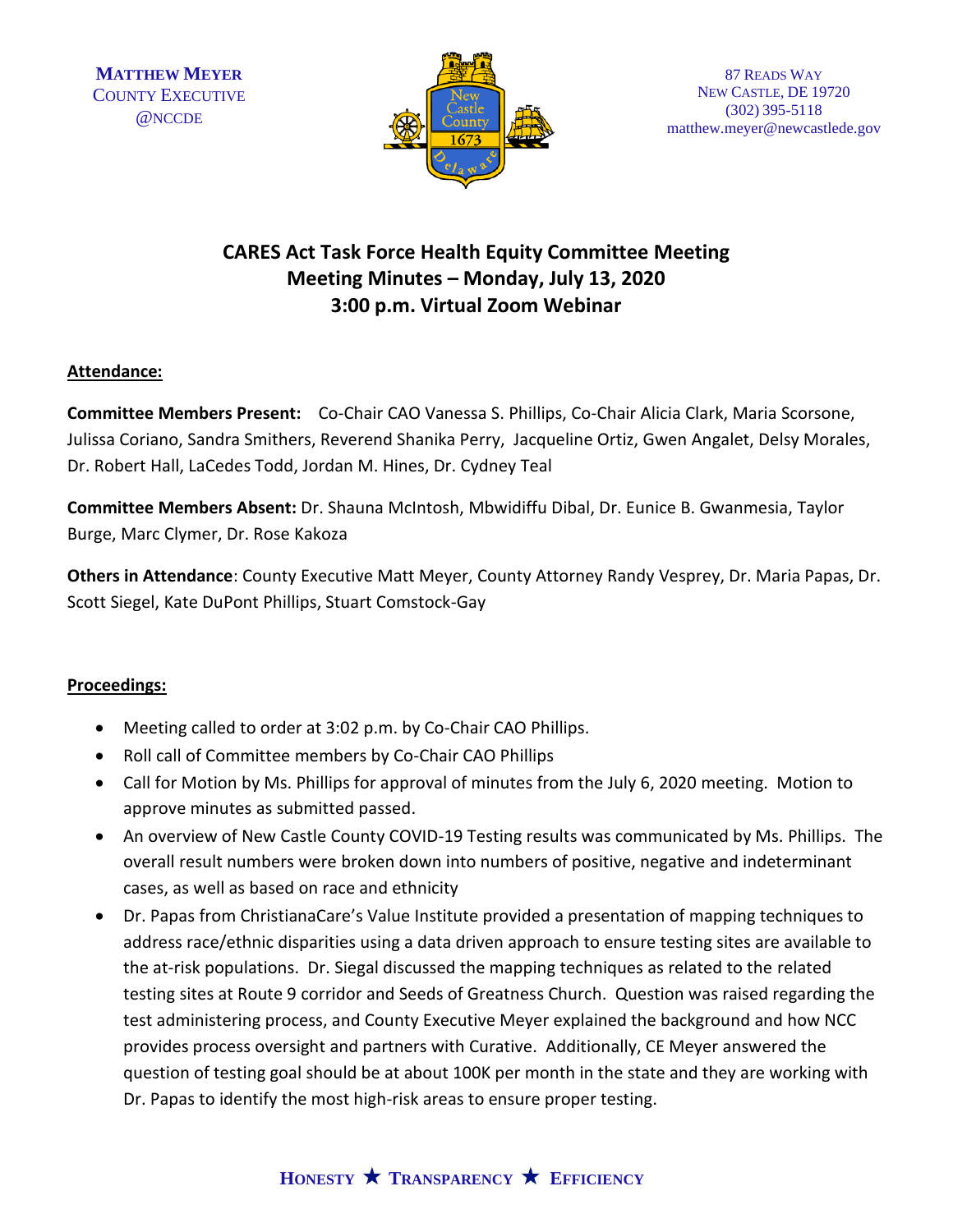MATTHEW MEYER
COUNTY EXECUTIVE
@NCCDE

87 READS WAY
NEW CASTLE, DE 19720
(302) 395-5118
matthew.meyer@newcastlede.gov

# CARES Act Task Force Health Equity Committee Meeting
## Meeting Minutes – Monday, July 13, 2020
## 3:00 p.m. Virtual Zoom Webinar

**Attendance:**

**Committee Members Present:** Co-Chair CAO Vanessa S. Phillips, Co-Chair Alicia Clark, Maria Scorsone, Julissa Coriano, Sandra Smithers, Reverend Shanika Perry, Jacqueline Ortiz, Gwen Angalet, Delsy Morales, Dr. Robert Hall, LaCedes Todd, Jordan M. Hines, Dr. Cydney Teal

**Committee Members Absent:** Dr. Shauna McIntosh, Mbwidiffu Dibal, Dr. Eunice B. Gwanmesia, Taylor Burge, Marc Clymer, Dr. Rose Kakoza

**Others in Attendance**: County Executive Matt Meyer, County Attorney Randy Vesprey, Dr. Maria Papas, Dr. Scott Siegel, Kate DuPont Phillips, Stuart Comstock-Gay

**Proceedings:**

- Meeting called to order at 3:02 p.m. by Co-Chair CAO Phillips.
- Roll call of Committee members by Co-Chair CAO Phillips
- Call for Motion by Ms. Phillips for approval of minutes from the July 6, 2020 meeting. Motion to approve minutes as submitted passed.
- An overview of New Castle County COVID-19 Testing results was communicated by Ms. Phillips. The overall result numbers were broken down into numbers of positive, negative and indeterminant cases, as well as based on race and ethnicity
- Dr. Papas from ChristianaCare's Value Institute provided a presentation of mapping techniques to address race/ethnic disparities using a data driven approach to ensure testing sites are available to the at-risk populations. Dr. Siegal discussed the mapping techniques as related to the related testing sites at Route 9 corridor and Seeds of Greatness Church. Question was raised regarding the test administering process, and County Executive Meyer explained the background and how NCC provides process oversight and partners with Curative. Additionally, CE Meyer answered the question of testing goal should be at about 100K per month in the state and they are working with Dr. Papas to identify the most high-risk areas to ensure proper testing.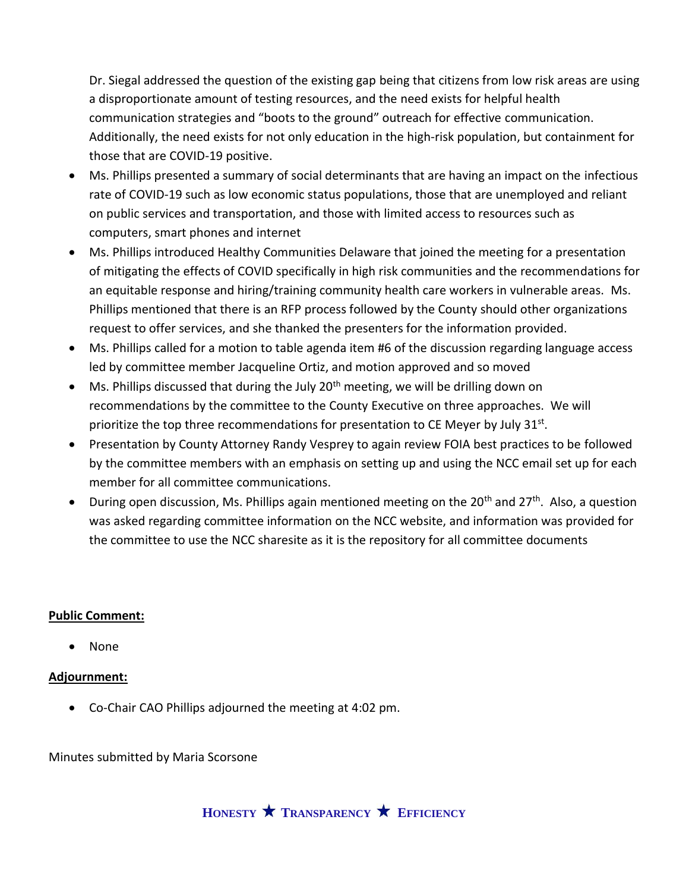Dr. Siegal addressed the question of the existing gap being that citizens from low risk areas are using a disproportionate amount of testing resources, and the need exists for helpful health communication strategies and "boots to the ground" outreach for effective communication. Additionally, the need exists for not only education in the high-risk population, but containment for those that are COVID-19 positive.

- Ms. Phillips presented a summary of social determinants that are having an impact on the infectious rate of COVID-19 such as low economic status populations, those that are unemployed and reliant on public services and transportation, and those with limited access to resources such as computers, smart phones and internet
- Ms. Phillips introduced Healthy Communities Delaware that joined the meeting for a presentation of mitigating the effects of COVID specifically in high risk communities and the recommendations for an equitable response and hiring/training community health care workers in vulnerable areas. Ms. Phillips mentioned that there is an RFP process followed by the County should other organizations request to offer services, and she thanked the presenters for the information provided.
- Ms. Phillips called for a motion to table agenda item #6 of the discussion regarding language access led by committee member Jacqueline Ortiz, and motion approved and so moved
- Ms. Phillips discussed that during the July 20th meeting, we will be drilling down on recommendations by the committee to the County Executive on three approaches. We will prioritize the top three recommendations for presentation to CE Meyer by July 31st.
- Presentation by County Attorney Randy Vesprey to again review FOIA best practices to be followed by the committee members with an emphasis on setting up and using the NCC email set up for each member for all committee communications.
- During open discussion, Ms. Phillips again mentioned meeting on the 20th and 27th. Also, a question was asked regarding committee information on the NCC website, and information was provided for the committee to use the NCC sharesite as it is the repository for all committee documents

**Public Comment:**

- None

**Adjournment:**

- Co-Chair CAO Phillips adjourned the meeting at 4:02 pm.

Minutes submitted by Maria Scorsone

**HONESTY ★ TRANSPARENCY ★ EFFICIENCY**